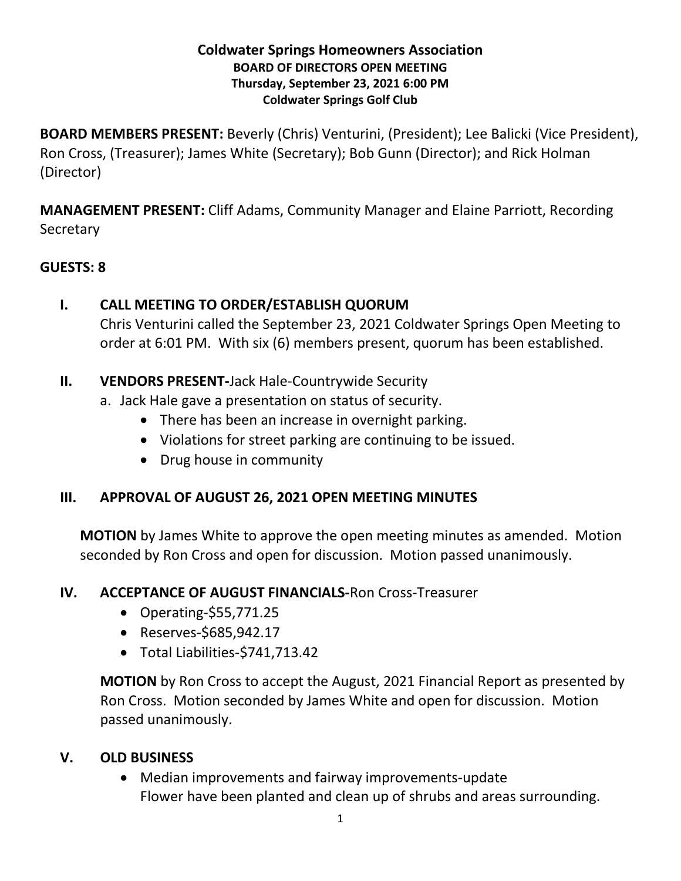# Coldwater Springs Homeowners Association

**BOARD OF DIRECTORS OPEN MEETING**
**Thursday, September 23, 2021 6:00 PM**
**Coldwater Springs Golf Club**

**BOARD MEMBERS PRESENT:** Beverly (Chris) Venturini, (President); Lee Balicki (Vice President), Ron Cross, (Treasurer); James White (Secretary); Bob Gunn (Director); and Rick Holman (Director)

**MANAGEMENT PRESENT:** Cliff Adams, Community Manager and Elaine Parriott, Recording Secretary

**GUESTS: 8**

## I. CALL MEETING TO ORDER/ESTABLISH QUORUM

Chris Venturini called the September 23, 2021 Coldwater Springs Open Meeting to order at 6:01 PM. With six (6) members present, quorum has been established.

## II. VENDORS PRESENT-Jack Hale-Countrywide Security

a. Jack Hale gave a presentation on status of security.
  - There has been an increase in overnight parking.
  - Violations for street parking are continuing to be issued.
  - Drug house in community

## III. APPROVAL OF AUGUST 26, 2021 OPEN MEETING MINUTES

**MOTION** by James White to approve the open meeting minutes as amended. Motion seconded by Ron Cross and open for discussion. Motion passed unanimously.

## IV. ACCEPTANCE OF AUGUST FINANCIALS-Ron Cross-Treasurer

- Operating-$55,771.25
- Reserves-$685,942.17
- Total Liabilities-$741,713.42

**MOTION** by Ron Cross to accept the August, 2021 Financial Report as presented by Ron Cross. Motion seconded by James White and open for discussion. Motion passed unanimously.

## V. OLD BUSINESS

- Median improvements and fairway improvements-update
  Flower have been planted and clean up of shrubs and areas surrounding.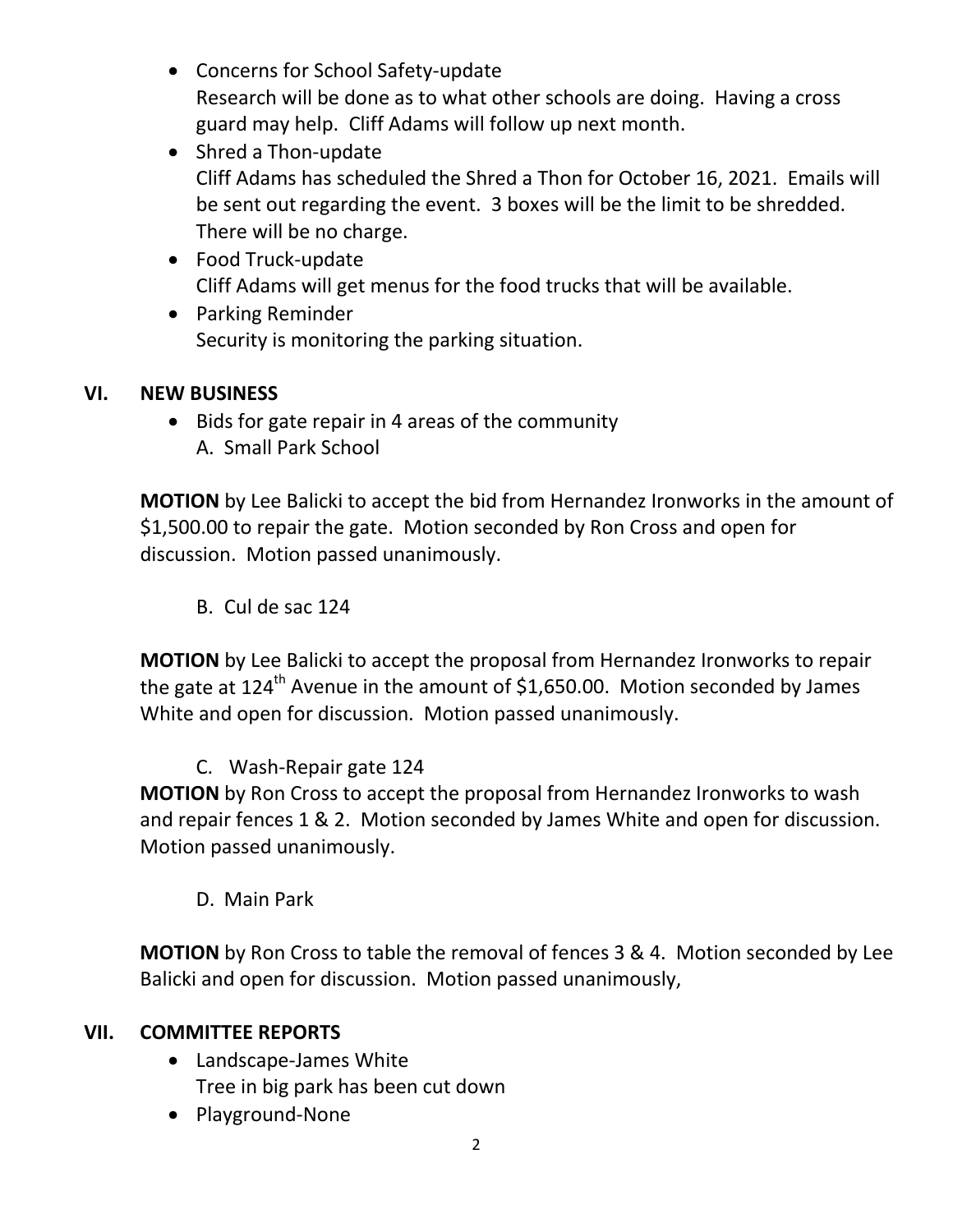- Concerns for School Safety-update
  Research will be done as to what other schools are doing. Having a cross guard may help. Cliff Adams will follow up next month.
- Shred a Thon-update
  Cliff Adams has scheduled the Shred a Thon for October 16, 2021. Emails will be sent out regarding the event. 3 boxes will be the limit to be shredded. There will be no charge.
- Food Truck-update
  Cliff Adams will get menus for the food trucks that will be available.
- Parking Reminder
  Security is monitoring the parking situation.

## VI. NEW BUSINESS

- Bids for gate repair in 4 areas of the community
  A. Small Park School

**MOTION** by Lee Balicki to accept the bid from Hernandez Ironworks in the amount of $1,500.00 to repair the gate. Motion seconded by Ron Cross and open for discussion. Motion passed unanimously.

B. Cul de sac 124

**MOTION** by Lee Balicki to accept the proposal from Hernandez Ironworks to repair the gate at 124th Avenue in the amount of $1,650.00. Motion seconded by James White and open for discussion. Motion passed unanimously.

C. Wash-Repair gate 124

**MOTION** by Ron Cross to accept the proposal from Hernandez Ironworks to wash and repair fences 1 & 2. Motion seconded by James White and open for discussion. Motion passed unanimously.

D. Main Park

**MOTION** by Ron Cross to table the removal of fences 3 & 4. Motion seconded by Lee Balicki and open for discussion. Motion passed unanimously,

## VII. COMMITTEE REPORTS

- Landscape-James White
  Tree in big park has been cut down
- Playground-None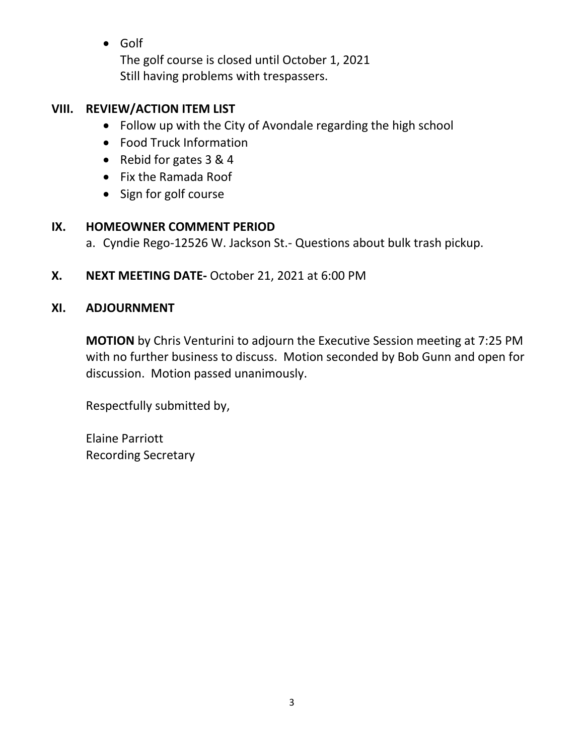- Golf
  The golf course is closed until October 1, 2021
  Still having problems with trespassers.

## VIII. REVIEW/ACTION ITEM LIST

- Follow up with the City of Avondale regarding the high school
- Food Truck Information
- Rebid for gates 3 & 4
- Fix the Ramada Roof
- Sign for golf course

## IX. HOMEOWNER COMMENT PERIOD

a. Cyndie Rego-12526 W. Jackson St.- Questions about bulk trash pickup.

## X. NEXT MEETING DATE- October 21, 2021 at 6:00 PM

## XI. ADJOURNMENT

**MOTION** by Chris Venturini to adjourn the Executive Session meeting at 7:25 PM with no further business to discuss. Motion seconded by Bob Gunn and open for discussion. Motion passed unanimously.

Respectfully submitted by,

Elaine Parriott
Recording Secretary